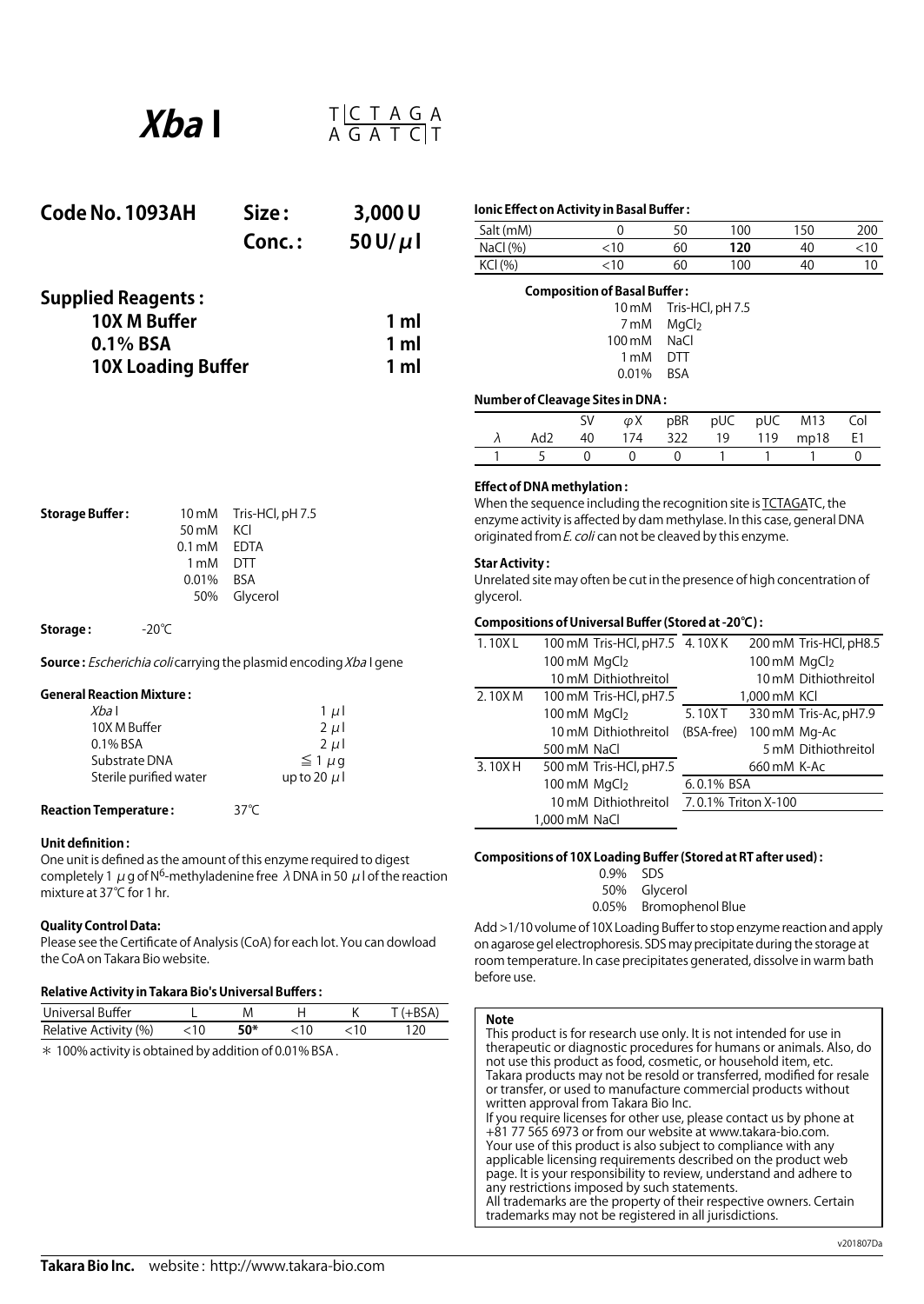# *Xba* I

T|C T A G A
A G A T C|T

## Code No. 1093AH

**Size : 3,000 U**
**Conc. : 50 U/μl**

### Supplied Reagents :

| | |
|---|---|
| **10X M Buffer** | **1 ml** |
| **0.1% BSA** | **1 ml** |
| **10X Loading Buffer** | **1 ml** |

**Storage Buffer :**

| | |
|---|---|
| 10 mM | Tris-HCl, pH 7.5 |
| 50 mM | KCl |
| 0.1 mM | EDTA |
| 1 mM | DTT |
| 0.01% | BSA |
| 50% | Glycerol |

**Storage :** -20℃

**Source :** *Escherichia coli* carrying the plasmid encoding *Xba* I gene

**General Reaction Mixture :**

| | |
|---|---|
| *Xba* I | 1 μl |
| 10X M Buffer | 2 μl |
| 0.1% BSA | 2 μl |
| Substrate DNA | ≦ 1 μg |
| Sterile purified water | up to 20 μl |

**Reaction Temperature :** 37℃

**Unit definition :**
One unit is defined as the amount of this enzyme required to digest completely 1 μg of $N^6$-methyladenine free λ DNA in 50 μl of the reaction mixture at 37℃ for 1 hr.

**Quality Control Data:**
Please see the Certificate of Analysis (CoA) for each lot. You can dowload the CoA on Takara Bio website.

**Relative Activity in Takara Bio's Universal Buffers :**

| Universal Buffer | L | M | H | K | T (+BSA) |
|---|---|---|---|---|---|
| Relative Activity (%) | <10 | **50***| <10 | <10 | 120 |

* 100% activity is obtained by addition of 0.01% BSA .

**Ionic Effect on Activity in Basal Buffer :**

| Salt (mM) | 0 | 50 | 100 | 150 | 200 |
|---|---|---|---|---|---|
| NaCl (%) | <10 | 60 | **120** | 40 | <10 |
| KCl (%) | <10 | 60 | 100 | 40 | 10 |

**Composition of Basal Buffer :**

| | |
|---|---|
| 10 mM | Tris-HCl, pH 7.5 |
| 7 mM | $MgCl_2$ |
| 100 mM | NaCl |
| 1 mM | DTT |
| 0.01% | BSA |

**Number of Cleavage Sites in DNA :**

| λ | Ad2 | SV 40 | φX 174 | pBR 322 | pUC 19 | pUC 119 | M13 mp18 | Col E1 |
|---|---|---|---|---|---|---|---|---|
| 1 | 5 | 0 | 0 | 0 | 1 | 1 | 1 | 0 |

**Effect of DNA methylation :**
When the sequence including the recognition site is TCTAGATC, the enzyme activity is affected by dam methylase. In this case, general DNA originated from *E. coli* can not be cleaved by this enzyme.

**Star Activity :**
Unrelated site may often be cut in the presence of high concentration of glycerol.

**Compositions of Universal Buffer (Stored at -20℃) :**

| Buffer | Composition | Buffer | Composition |
|---|---|---|---|
| 1. 10X L | 100 mM Tris-HCl, pH7.5<br>100 mM $MgCl_2$<br>10 mM Dithiothreitol | 4. 10X K | 200 mM Tris-HCl, pH8.5<br>100 mM $MgCl_2$<br>10 mM Dithiothreitol<br>1,000 mM KCl |
| 2. 10X M | 100 mM Tris-HCl, pH7.5<br>100 mM $MgCl_2$<br>10 mM Dithiothreitol<br>500 mM NaCl | 5. 10X T (BSA-free) | 330 mM Tris-Ac, pH7.9<br>100 mM Mg-Ac<br>5 mM Dithiothreitol<br>660 mM K-Ac |
| 3. 10X H | 500 mM Tris-HCl, pH7.5<br>100 mM $MgCl_2$<br>10 mM Dithiothreitol<br>1,000 mM NaCl | 6. 0.1% BSA<br>7. 0.1% Triton X-100 | |

**Compositions of 10X Loading Buffer (Stored at RT after used) :**

| | |
|---|---|
| 0.9% | SDS |
| 50% | Glycerol |
| 0.05% | Bromophenol Blue |

Add >1/10 volume of 10X Loading Buffer to stop enzyme reaction and apply on agarose gel electrophoresis. SDS may precipitate during the storage at room temperature. In case precipitates generated, dissolve in warm bath before use.

**Note**
This product is for research use only. It is not intended for use in therapeutic or diagnostic procedures for humans or animals. Also, do not use this product as food, cosmetic, or household item, etc.
Takara products may not be resold or transferred, modified for resale or transfer, or used to manufacture commercial products without written approval from Takara Bio Inc.
If you require licenses for other use, please contact us by phone at +81 77 565 6973 or from our website at www.takara-bio.com.
Your use of this product is also subject to compliance with any applicable licensing requirements described on the product web page. It is your responsibility to review, understand and adhere to any restrictions imposed by such statements.
All trademarks are the property of their respective owners. Certain trademarks may not be registered in all jurisdictions.

v201807Da

**Takara Bio Inc.** website : http://www.takara-bio.com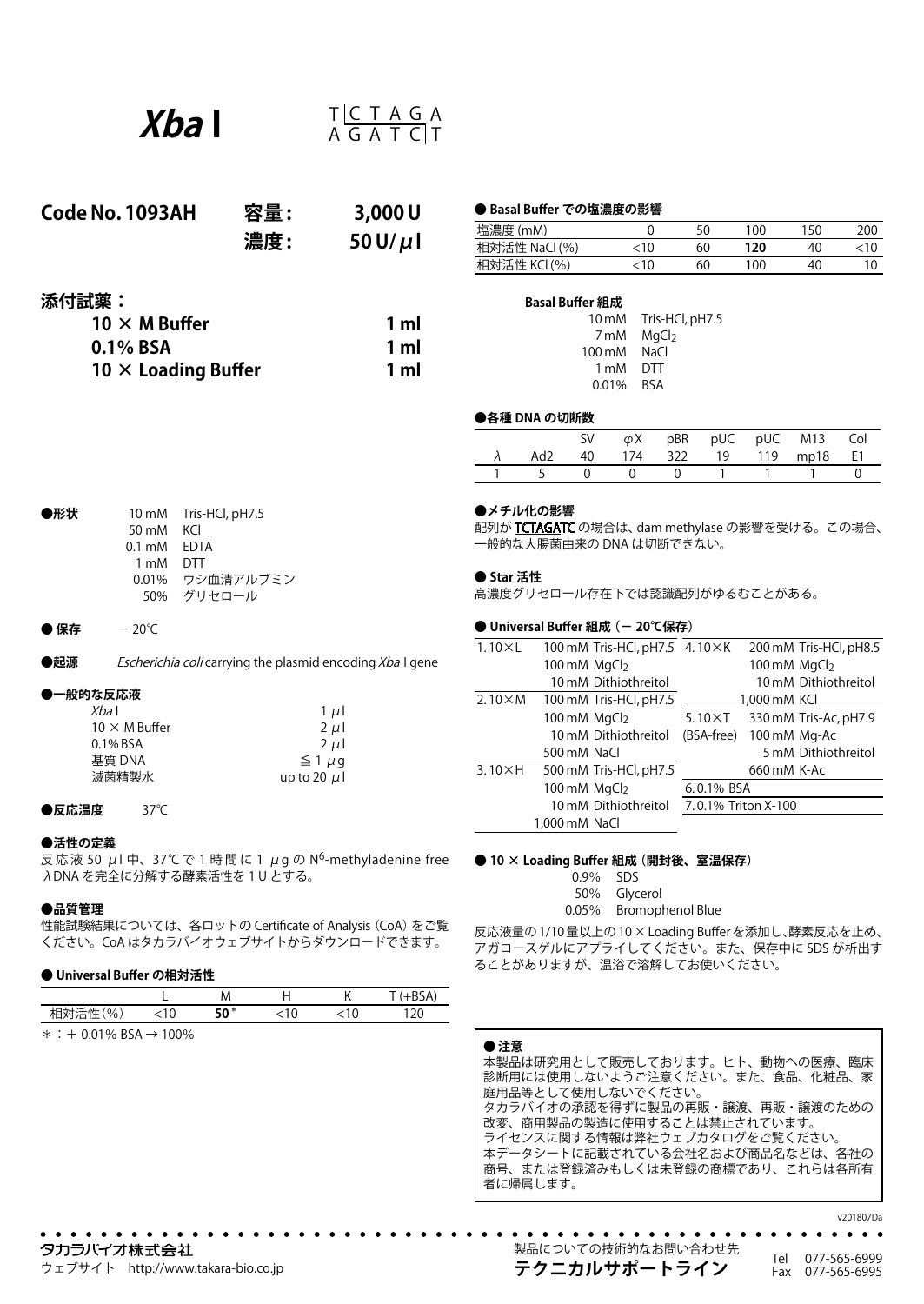# *Xba* I

T|C T A G A
A G A T C|T

**Code No. 1093AH**　**容量：** **3,000 U**
**濃度：** **50 U/μl**

## 添付試薬：

| | |
|---|---|
| **10 × M Buffer** | **1 ml** |
| **0.1% BSA** | **1 ml** |
| **10 × Loading Buffer** | **1 ml** |

### ●形状

| | |
|---|---|
| 10 mM | Tris-HCl, pH7.5 |
| 50 mM | KCl |
| 0.1 mM | EDTA |
| 1 mM | DTT |
| 0.01% | ウシ血清アルブミン |
| 50% | グリセロール |

### ● 保存

－ 20℃

### ●起源

*Escherichia coli* carrying the plasmid encoding *Xba* I gene

### ●一般的な反応液

| | |
|---|---|
| *Xba* I | 1 μl |
| 10 × M Buffer | 2 μl |
| 0.1% BSA | 2 μl |
| 基質 DNA | ≦ 1 μg |
| 滅菌精製水 | up to 20 μl |

### ●反応温度

37℃

### ●活性の定義

反応液 50 μl 中、37℃で 1 時間に 1 μg の $N^6$-methyladenine free λDNA を完全に分解する酵素活性を 1 U とする。

### ●品質管理

性能試験結果については、各ロットの Certificate of Analysis（CoA）をご覧ください。CoA はタカラバイオウェブサイトからダウンロードできます。

### ● Universal Buffer の相対活性

| | L | M | H | K | T (+BSA) |
|---|---|---|---|---|---|
| 相対活性（%） | <10 | **50**＊ | <10 | <10 | 120 |

＊：+ 0.01% BSA → 100%

### ● Basal Buffer での塩濃度の影響

| 塩濃度 (mM) | 0 | 50 | 100 | 150 | 200 |
|---|---|---|---|---|---|
| 相対活性 NaCl (%) | <10 | 60 | **120** | 40 | <10 |
| 相対活性 KCl (%) | <10 | 60 | 100 | 40 | 10 |

**Basal Buffer 組成**

| | |
|---|---|
| 10 mM | Tris-HCl, pH7.5 |
| 7 mM | $MgCl_2$ |
| 100 mM | NaCl |
| 1 mM | DTT |
| 0.01% | BSA |

### ●各種 DNA の切断数

| λ | Ad2 | SV 40 | φX 174 | pBR 322 | pUC 19 | pUC 119 | M13 mp18 | Col E1 |
|---|---|---|---|---|---|---|---|---|
| 1 | 5 | 0 | 0 | 0 | 1 | 1 | 1 | 0 |

### ●メチル化の影響

配列が **TCTAGATC** の場合は、dam methylase の影響を受ける。この場合、一般的な大腸菌由来の DNA は切断できない。

### ● Star 活性

高濃度グリセロール存在下では認識配列がゆるむことがある。

### ● Universal Buffer 組成（－ 20℃保存）

| | | | | |
|---|---|---|---|---|
| 1. 10×L | 100 mM Tris-HCl, pH7.5 | 4. 10×K | 200 mM Tris-HCl, pH8.5 |
| | 100 mM $MgCl_2$ | | 100 mM $MgCl_2$ |
| | 10 mM Dithiothreitol | | 10 mM Dithiothreitol |
| 2. 10×M | 100 mM Tris-HCl, pH7.5 | | 1,000 mM KCl |
| | 100 mM $MgCl_2$ | 5. 10×T | 330 mM Tris-Ac, pH7.9 |
| | 10 mM Dithiothreitol | (BSA-free) | 100 mM Mg-Ac |
| | 500 mM NaCl | | 5 mM Dithiothreitol |
| 3. 10×H | 500 mM Tris-HCl, pH7.5 | | 660 mM K-Ac |
| | 100 mM $MgCl_2$ | 6. 0.1% BSA | |
| | 10 mM Dithiothreitol | 7. 0.1% Triton X-100 | |
| | 1,000 mM NaCl | | |

### ● 10 × Loading Buffer 組成（開封後、室温保存）

| | |
|---|---|
| 0.9% | SDS |
| 50% | Glycerol |
| 0.05% | Bromophenol Blue |

反応液量の 1/10 量以上の 10 × Loading Buffer を添加し、酵素反応を止め、アガロースゲルにアプライしてください。また、保存中に SDS が析出することがありますが、温浴で溶解してお使いください。

### ● 注意

本製品は研究用として販売しております。ヒト、動物への医療、臨床診断用には使用しないようご注意ください。また、食品、化粧品、家庭用品等として使用しないでください。
タカラバイオの承認を得ずに製品の再販・譲渡、再販・譲渡のための改変、商用製品の製造に使用することは禁止されています。
ライセンスに関する情報は弊社ウェブカタログをご覧ください。
本データシートに記載されている会社名および商品名などは、各社の商号、または登録済みもしくは未登録の商標であり、これらは各所有者に帰属します。

v201807Da

タカラバイオ株式会社
ウェブサイト　http://www.takara-bio.co.jp

製品についての技術的なお問い合わせ先
**テクニカルサポートライン**
Tel 077-565-6999
Fax 077-565-6995